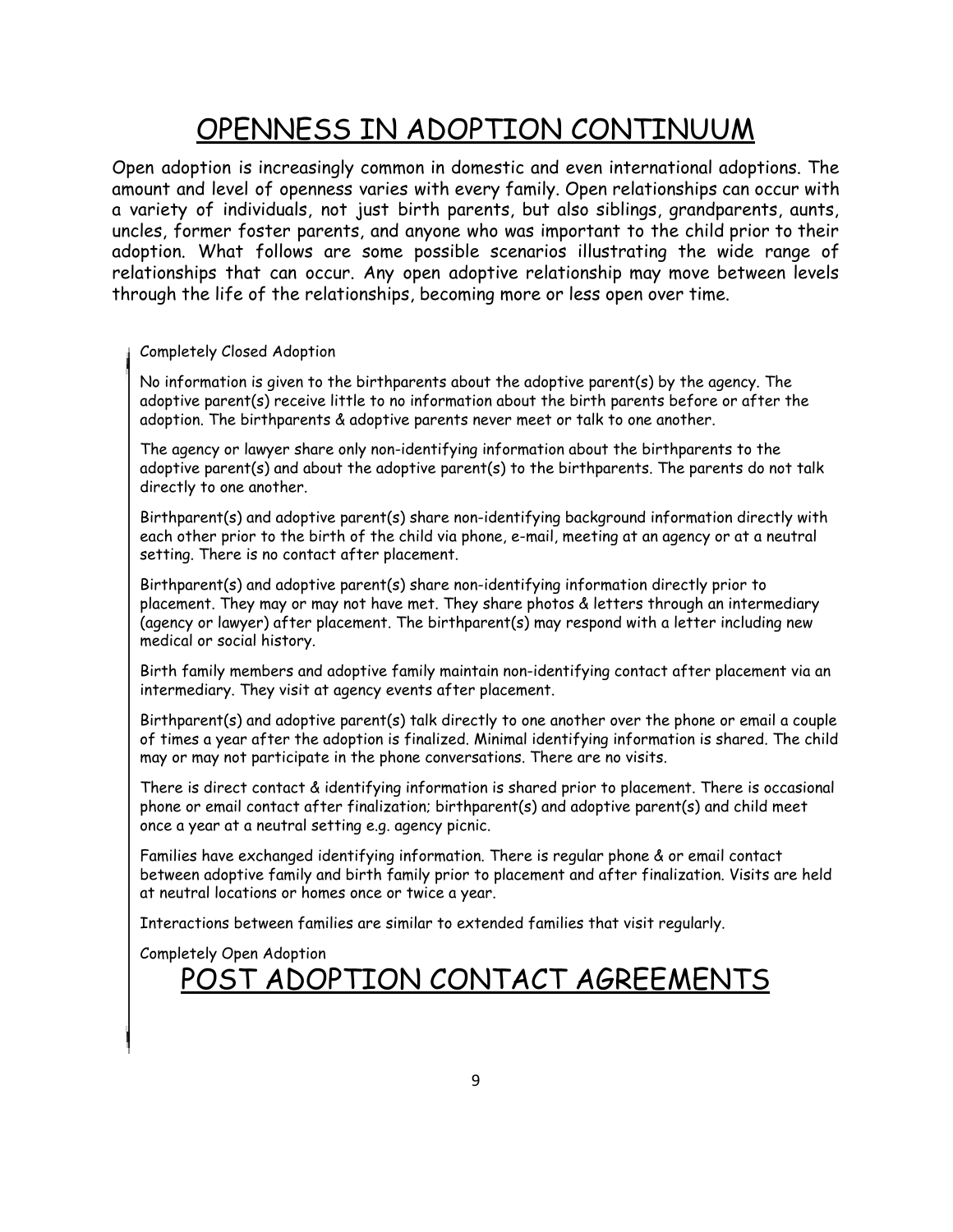# OPENNESS IN ADOPTION CONTINUUM

Open adoption is increasingly common in domestic and even international adoptions. The amount and level of openness varies with every family. Open relationships can occur with a variety of individuals, not just birth parents, but also siblings, grandparents, aunts, uncles, former foster parents, and anyone who was important to the child prior to their adoption. What follows are some possible scenarios illustrating the wide range of relationships that can occur. Any open adoptive relationship may move between levels through the life of the relationships, becoming more or less open over time.

Completely Closed Adoption

No information is given to the birthparents about the adoptive parent(s) by the agency. The adoptive parent(s) receive little to no information about the birth parents before or after the adoption. The birthparents & adoptive parents never meet or talk to one another.

The agency or lawyer share only non-identifying information about the birthparents to the adoptive parent(s) and about the adoptive parent(s) to the birthparents. The parents do not talk directly to one another.

Birthparent(s) and adoptive parent(s) share non-identifying background information directly with each other prior to the birth of the child via phone, e-mail, meeting at an agency or at a neutral setting. There is no contact after placement.

Birthparent(s) and adoptive parent(s) share non-identifying information directly prior to placement. They may or may not have met. They share photos & letters through an intermediary (agency or lawyer) after placement. The birthparent(s) may respond with a letter including new medical or social history.

Birth family members and adoptive family maintain non-identifying contact after placement via an intermediary. They visit at agency events after placement.

Birthparent(s) and adoptive parent(s) talk directly to one another over the phone or email a couple of times a year after the adoption is finalized. Minimal identifying information is shared. The child may or may not participate in the phone conversations. There are no visits.

There is direct contact & identifying information is shared prior to placement. There is occasional phone or email contact after finalization; birthparent(s) and adoptive parent(s) and child meet once a year at a neutral setting e.g. agency picnic.

Families have exchanged identifying information. There is regular phone & or email contact between adoptive family and birth family prior to placement and after finalization. Visits are held at neutral locations or homes once or twice a year.

Interactions between families are similar to extended families that visit regularly.

Completely Open Adoption

# POST ADOPTION CONTACT AGREEMENTS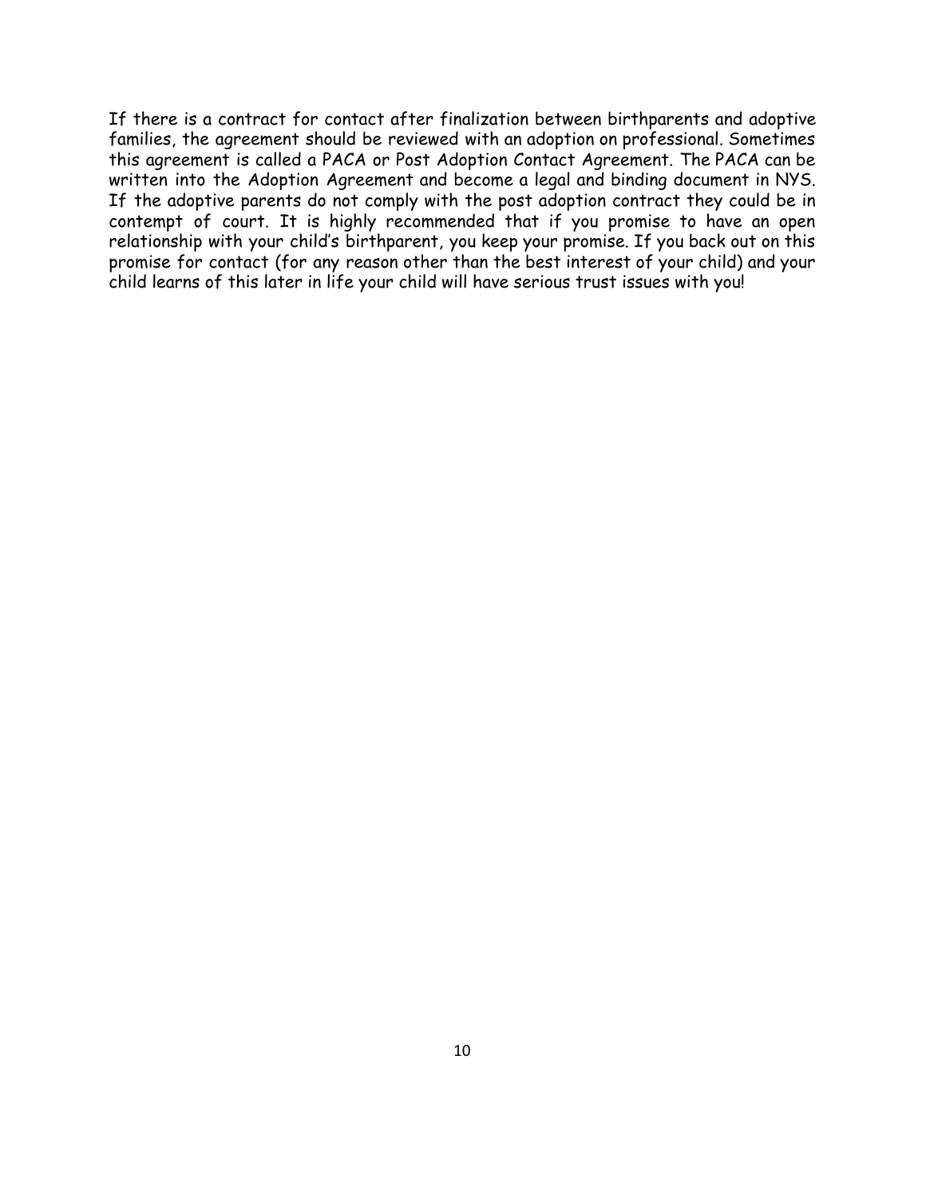If there is a contract for contact after finalization between birthparents and adoptive families, the agreement should be reviewed with an adoption on professional. Sometimes this agreement is called a PACA or Post Adoption Contact Agreement. The PACA can be written into the Adoption Agreement and become a legal and binding document in NYS. If the adoptive parents do not comply with the post adoption contract they could be in contempt of court. It is highly recommended that if you promise to have an open relationship with your child's birthparent, you keep your promise. If you back out on this promise for contact (for any reason other than the best interest of your child) and your child learns of this later in life your child will have serious trust issues with you!